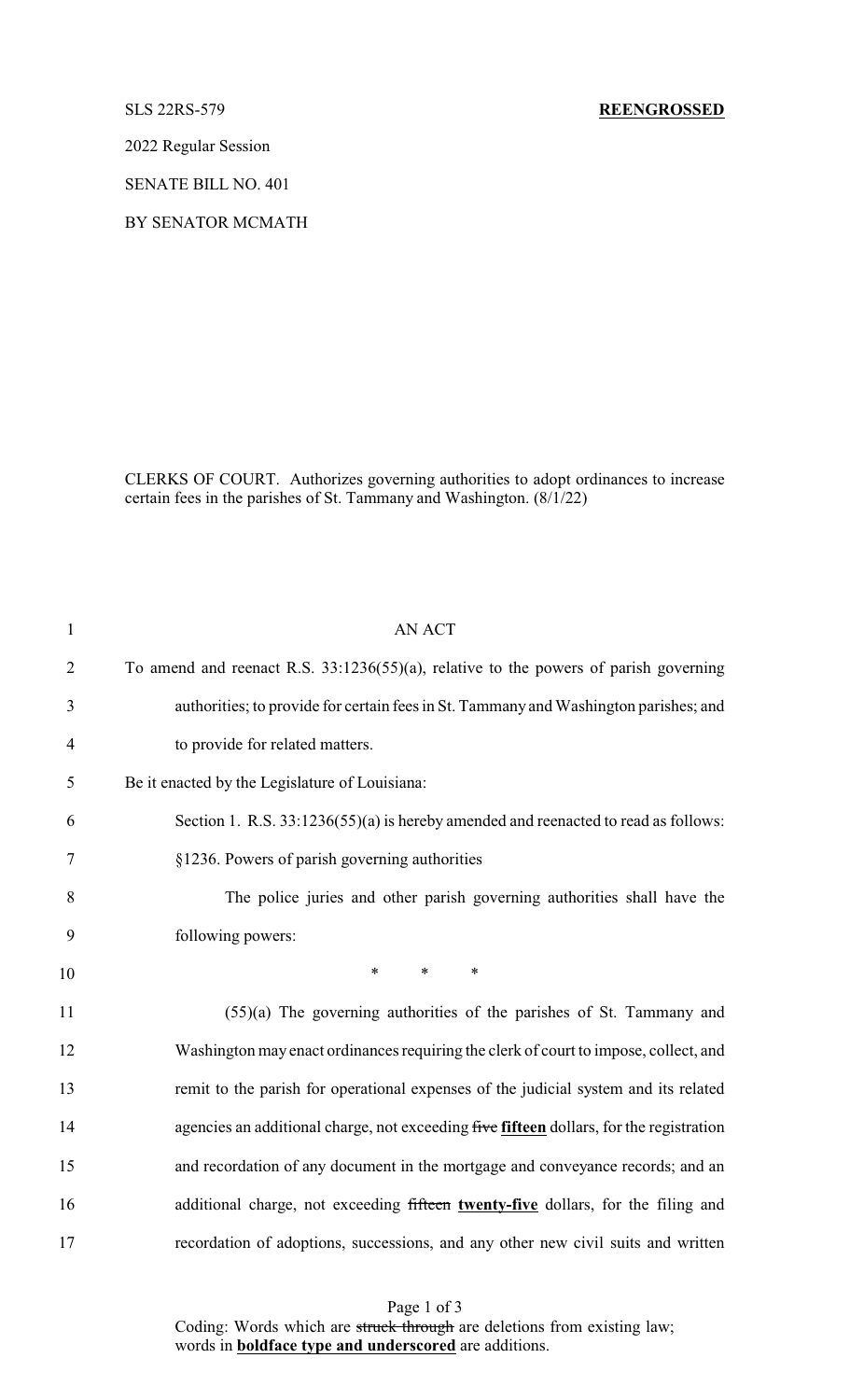SLS 22RS-579 **REENGROSSED**

2022 Regular Session

SENATE BILL NO. 401

BY SENATOR MCMATH

CLERKS OF COURT. Authorizes governing authorities to adopt ordinances to increase certain fees in the parishes of St. Tammany and Washington. (8/1/22)

AN ACT

To amend and reenact R.S. 33:1236(55)(a), relative to the powers of parish governing authorities; to provide for certain fees in St. Tammany and Washington parishes; and to provide for related matters.

Be it enacted by the Legislature of Louisiana:

Section 1. R.S. 33:1236(55)(a) is hereby amended and reenacted to read as follows:

§1236. Powers of parish governing authorities

The police juries and other parish governing authorities shall have the following powers:

\* \* \*

(55)(a) The governing authorities of the parishes of St. Tammany and Washington may enact ordinances requiring the clerk of court to impose, collect, and remit to the parish for operational expenses of the judicial system and its related agencies an additional charge, not exceeding ~~five~~ **fifteen** dollars, for the registration and recordation of any document in the mortgage and conveyance records; and an additional charge, not exceeding ~~fifteen~~ **twenty-five** dollars, for the filing and recordation of adoptions, successions, and any other new civil suits and written

Coding: Words which are ~~struck through~~ are deletions from existing law; words in **boldface type and underscored** are additions.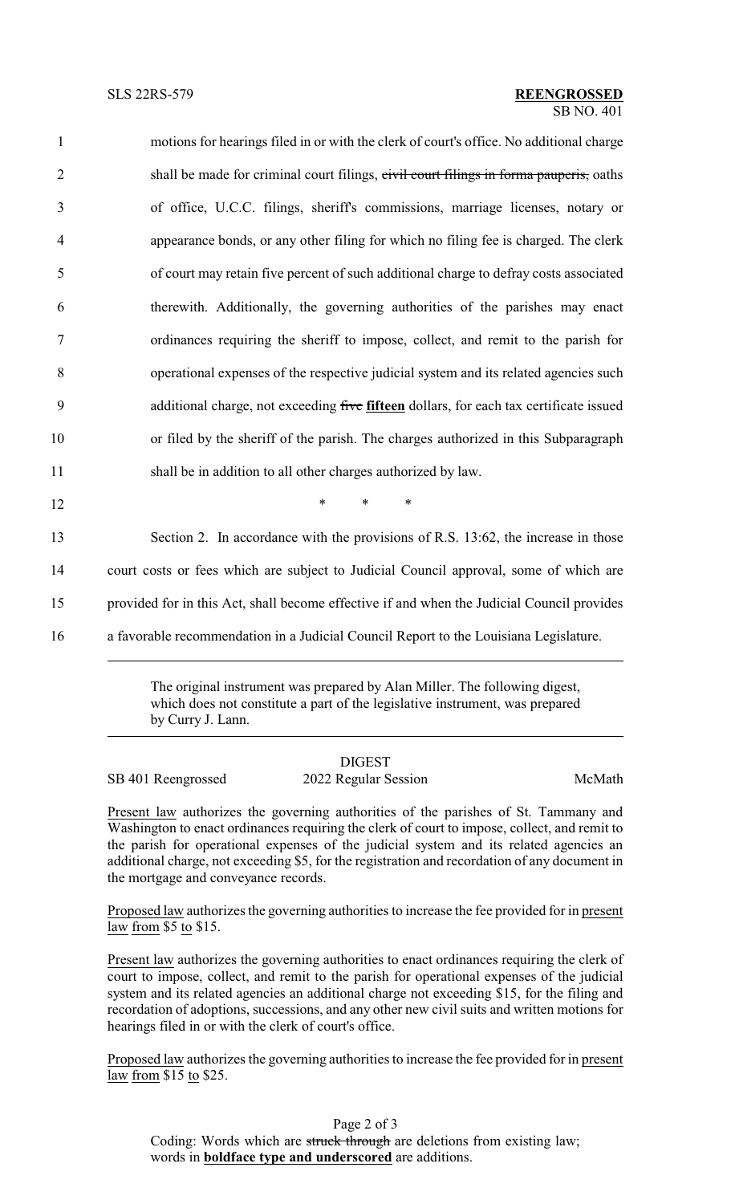motions for hearings filed in or with the clerk of court's office. No additional charge shall be made for criminal court filings, ~~civil court filings in forma pauperis,~~ oaths of office, U.C.C. filings, sheriff's commissions, marriage licenses, notary or appearance bonds, or any other filing for which no filing fee is charged. The clerk of court may retain five percent of such additional charge to defray costs associated therewith. Additionally, the governing authorities of the parishes may enact ordinances requiring the sheriff to impose, collect, and remit to the parish for operational expenses of the respective judicial system and its related agencies such additional charge, not exceeding ~~five~~ **fifteen** dollars, for each tax certificate issued or filed by the sheriff of the parish. The charges authorized in this Subparagraph shall be in addition to all other charges authorized by law.

\* \* \*

Section 2. In accordance with the provisions of R.S. 13:62, the increase in those court costs or fees which are subject to Judicial Council approval, some of which are provided for in this Act, shall become effective if and when the Judicial Council provides a favorable recommendation in a Judicial Council Report to the Louisiana Legislature.

---

The original instrument was prepared by Alan Miller. The following digest, which does not constitute a part of the legislative instrument, was prepared by Curry J. Lann.

---

DIGEST

SB 401 Reengrossed — 2022 Regular Session — McMath

Present law authorizes the governing authorities of the parishes of St. Tammany and Washington to enact ordinances requiring the clerk of court to impose, collect, and remit to the parish for operational expenses of the judicial system and its related agencies an additional charge, not exceeding $5, for the registration and recordation of any document in the mortgage and conveyance records.

Proposed law authorizes the governing authorities to increase the fee provided for in present law from $5 to $15.

Present law authorizes the governing authorities to enact ordinances requiring the clerk of court to impose, collect, and remit to the parish for operational expenses of the judicial system and its related agencies an additional charge not exceeding $15, for the filing and recordation of adoptions, successions, and any other new civil suits and written motions for hearings filed in or with the clerk of court's office.

Proposed law authorizes the governing authorities to increase the fee provided for in present law from $15 to $25.

Coding: Words which are ~~struck through~~ are deletions from existing law; words in **boldface type and underscored** are additions.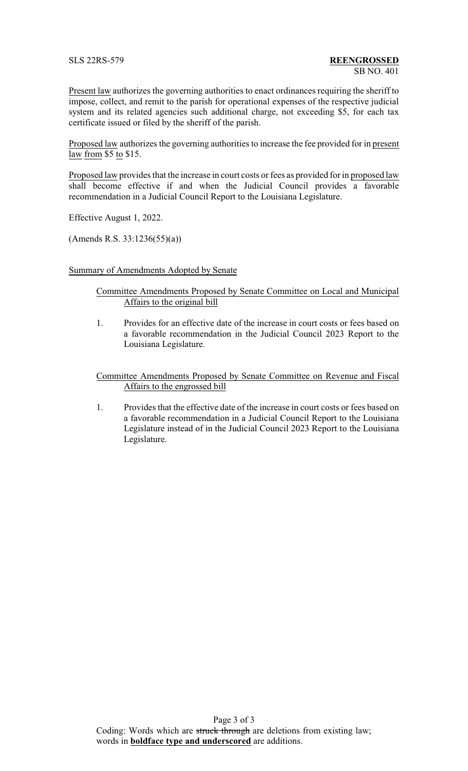Present law authorizes the governing authorities to enact ordinances requiring the sheriff to impose, collect, and remit to the parish for operational expenses of the respective judicial system and its related agencies such additional charge, not exceeding $5, for each tax certificate issued or filed by the sheriff of the parish.

Proposed law authorizes the governing authorities to increase the fee provided for in present law from $5 to $15.

Proposed law provides that the increase in court costs or fees as provided for in proposed law shall become effective if and when the Judicial Council provides a favorable recommendation in a Judicial Council Report to the Louisiana Legislature.

Effective August 1, 2022.

(Amends R.S. 33:1236(55)(a))

Summary of Amendments Adopted by Senate

Committee Amendments Proposed by Senate Committee on Local and Municipal Affairs to the original bill

1. Provides for an effective date of the increase in court costs or fees based on a favorable recommendation in the Judicial Council 2023 Report to the Louisiana Legislature.

Committee Amendments Proposed by Senate Committee on Revenue and Fiscal Affairs to the engrossed bill

1. Provides that the effective date of the increase in court costs or fees based on a favorable recommendation in a Judicial Council Report to the Louisiana Legislature instead of in the Judicial Council 2023 Report to the Louisiana Legislature.

Coding: Words which are ~~struck through~~ are deletions from existing law; words in **boldface type and underscored** are additions.